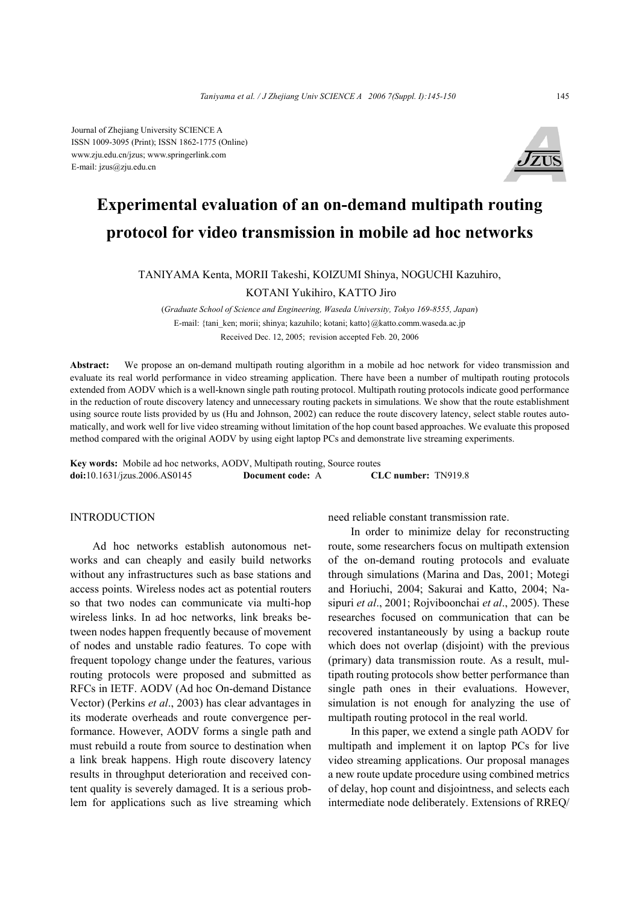Journal of Zhejiang University SCIENCE A
ISSN 1009-3095 (Print); ISSN 1862-1775 (Online)
www.zju.edu.cn/jzus; www.springerlink.com
E-mail: jzus@zju.edu.cn

# Experimental evaluation of an on-demand multipath routing protocol for video transmission in mobile ad hoc networks

TANIYAMA Kenta, MORII Takeshi, KOIZUMI Shinya, NOGUCHI Kazuhiro, KOTANI Yukihiro, KATTO Jiro

(*Graduate School of Science and Engineering, Waseda University, Tokyo 169-8555, Japan*)

E-mail: {tani_ken; morii; shinya; kazuhilo; kotani; katto}@katto.comm.waseda.ac.jp

Received Dec. 12, 2005; revision accepted Feb. 20, 2006

**Abstract:** We propose an on-demand multipath routing algorithm in a mobile ad hoc network for video transmission and evaluate its real world performance in video streaming application. There have been a number of multipath routing protocols extended from AODV which is a well-known single path routing protocol. Multipath routing protocols indicate good performance in the reduction of route discovery latency and unnecessary routing packets in simulations. We show that the route establishment using source route lists provided by us (Hu and Johnson, 2002) can reduce the route discovery latency, select stable routes automatically, and work well for live video streaming without limitation of the hop count based approaches. We evaluate this proposed method compared with the original AODV by using eight laptop PCs and demonstrate live streaming experiments.

**Key words:** Mobile ad hoc networks, AODV, Multipath routing, Source routes
**doi:**10.1631/jzus.2006.AS0145 **Document code:** A **CLC number:** TN919.8

## INTRODUCTION

Ad hoc networks establish autonomous networks and can cheaply and easily build networks without any infrastructures such as base stations and access points. Wireless nodes act as potential routers so that two nodes can communicate via multi-hop wireless links. In ad hoc networks, link breaks between nodes happen frequently because of movement of nodes and unstable radio features. To cope with frequent topology change under the features, various routing protocols were proposed and submitted as RFCs in IETF. AODV (Ad hoc On-demand Distance Vector) (Perkins *et al*., 2003) has clear advantages in its moderate overheads and route convergence performance. However, AODV forms a single path and must rebuild a route from source to destination when a link break happens. High route discovery latency results in throughput deterioration and received content quality is severely damaged. It is a serious problem for applications such as live streaming which need reliable constant transmission rate.

In order to minimize delay for reconstructing route, some researchers focus on multipath extension of the on-demand routing protocols and evaluate through simulations (Marina and Das, 2001; Motegi and Horiuchi, 2004; Sakurai and Katto, 2004; Nasipuri *et al*., 2001; Rojviboonchai *et al*., 2005). These researches focused on communication that can be recovered instantaneously by using a backup route which does not overlap (disjoint) with the previous (primary) data transmission route. As a result, multipath routing protocols show better performance than single path ones in their evaluations. However, simulation is not enough for analyzing the use of multipath routing protocol in the real world.

In this paper, we extend a single path AODV for multipath and implement it on laptop PCs for live video streaming applications. Our proposal manages a new route update procedure using combined metrics of delay, hop count and disjointness, and selects each intermediate node deliberately. Extensions of RREQ/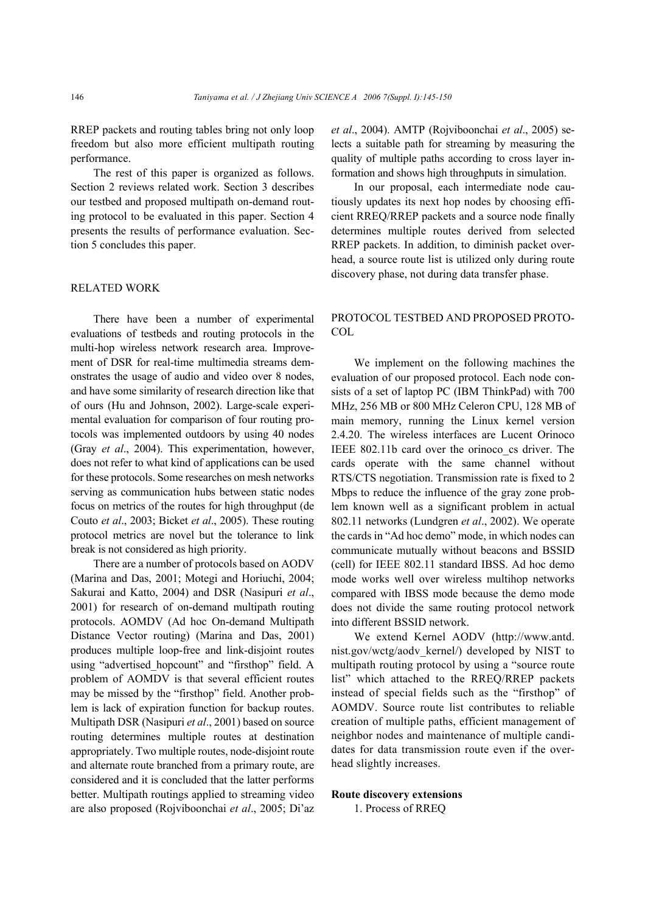RREP packets and routing tables bring not only loop freedom but also more efficient multipath routing performance.

The rest of this paper is organized as follows. Section 2 reviews related work. Section 3 describes our testbed and proposed multipath on-demand routing protocol to be evaluated in this paper. Section 4 presents the results of performance evaluation. Section 5 concludes this paper.

## RELATED WORK

There have been a number of experimental evaluations of testbeds and routing protocols in the multi-hop wireless network research area. Improvement of DSR for real-time multimedia streams demonstrates the usage of audio and video over 8 nodes, and have some similarity of research direction like that of ours (Hu and Johnson, 2002). Large-scale experimental evaluation for comparison of four routing protocols was implemented outdoors by using 40 nodes (Gray *et al*., 2004). This experimentation, however, does not refer to what kind of applications can be used for these protocols. Some researches on mesh networks serving as communication hubs between static nodes focus on metrics of the routes for high throughput (de Couto *et al*., 2003; Bicket *et al*., 2005). These routing protocol metrics are novel but the tolerance to link break is not considered as high priority.

There are a number of protocols based on AODV (Marina and Das, 2001; Motegi and Horiuchi, 2004; Sakurai and Katto, 2004) and DSR (Nasipuri *et al*., 2001) for research of on-demand multipath routing protocols. AOMDV (Ad hoc On-demand Multipath Distance Vector routing) (Marina and Das, 2001) produces multiple loop-free and link-disjoint routes using "advertised_hopcount" and "firsthop" field. A problem of AOMDV is that several efficient routes may be missed by the "firsthop" field. Another problem is lack of expiration function for backup routes. Multipath DSR (Nasipuri *et al*., 2001) based on source routing determines multiple routes at destination appropriately. Two multiple routes, node-disjoint route and alternate route branched from a primary route, are considered and it is concluded that the latter performs better. Multipath routings applied to streaming video are also proposed (Rojviboonchai *et al*., 2005; Di'az *et al*., 2004). AMTP (Rojviboonchai *et al*., 2005) selects a suitable path for streaming by measuring the quality of multiple paths according to cross layer information and shows high throughputs in simulation.

In our proposal, each intermediate node cautiously updates its next hop nodes by choosing efficient RREQ/RREP packets and a source node finally determines multiple routes derived from selected RREP packets. In addition, to diminish packet overhead, a source route list is utilized only during route discovery phase, not during data transfer phase.

## PROTOCOL TESTBED AND PROPOSED PROTOCOL

We implement on the following machines the evaluation of our proposed protocol. Each node consists of a set of laptop PC (IBM ThinkPad) with 700 MHz, 256 MB or 800 MHz Celeron CPU, 128 MB of main memory, running the Linux kernel version 2.4.20. The wireless interfaces are Lucent Orinoco IEEE 802.11b card over the orinoco_cs driver. The cards operate with the same channel without RTS/CTS negotiation. Transmission rate is fixed to 2 Mbps to reduce the influence of the gray zone problem known well as a significant problem in actual 802.11 networks (Lundgren *et al*., 2002). We operate the cards in "Ad hoc demo" mode, in which nodes can communicate mutually without beacons and BSSID (cell) for IEEE 802.11 standard IBSS. Ad hoc demo mode works well over wireless multihop networks compared with IBSS mode because the demo mode does not divide the same routing protocol network into different BSSID network.

We extend Kernel AODV (http://www.antd.nist.gov/wctg/aodv_kernel/) developed by NIST to multipath routing protocol by using a "source route list" which attached to the RREQ/RREP packets instead of special fields such as the "firsthop" of AOMDV. Source route list contributes to reliable creation of multiple paths, efficient management of neighbor nodes and maintenance of multiple candidates for data transmission route even if the overhead slightly increases.

### Route discovery extensions

1. Process of RREQ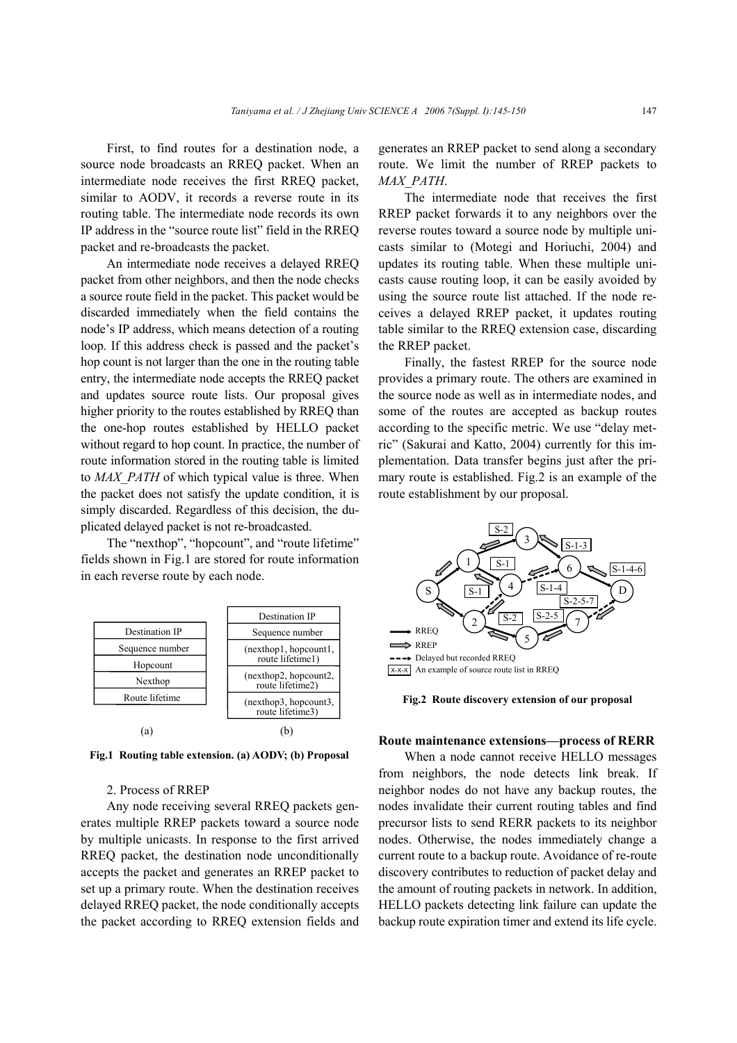First, to find routes for a destination node, a source node broadcasts an RREQ packet. When an intermediate node receives the first RREQ packet, similar to AODV, it records a reverse route in its routing table. The intermediate node records its own IP address in the "source route list" field in the RREQ packet and re-broadcasts the packet.

An intermediate node receives a delayed RREQ packet from other neighbors, and then the node checks a source route field in the packet. This packet would be discarded immediately when the field contains the node's IP address, which means detection of a routing loop. If this address check is passed and the packet's hop count is not larger than the one in the routing table entry, the intermediate node accepts the RREQ packet and updates source route lists. Our proposal gives higher priority to the routes established by RREQ than the one-hop routes established by HELLO packet without regard to hop count. In practice, the number of route information stored in the routing table is limited to *MAX_PATH* of which typical value is three. When the packet does not satisfy the update condition, it is simply discarded. Regardless of this decision, the duplicated delayed packet is not re-broadcasted.

The "nexthop", "hopcount", and "route lifetime" fields shown in Fig.1 are stored for route information in each reverse route by each node.

| (a) |
| --- |
| Destination IP |
| Sequence number |
| Hopcount |
| Nexthop |
| Route lifetime |

| (b) |
| --- |
| Destination IP |
| Sequence number |
| (nexthop1, hopcount1, route lifetime1) |
| (nexthop2, hopcount2, route lifetime2) |
| (nexthop3, hopcount3, route lifetime3) |

**Fig.1 Routing table extension. (a) AODV; (b) Proposal**

2. Process of RREP

Any node receiving several RREQ packets generates multiple RREP packets toward a source node by multiple unicasts. In response to the first arrived RREQ packet, the destination node unconditionally accepts the packet and generates an RREP packet to set up a primary route. When the destination receives delayed RREQ packet, the node conditionally accepts the packet according to RREQ extension fields and generates an RREP packet to send along a secondary route. We limit the number of RREP packets to *MAX_PATH*.

The intermediate node that receives the first RREP packet forwards it to any neighbors over the reverse routes toward a source node by multiple unicasts similar to (Motegi and Horiuchi, 2004) and updates its routing table. When these multiple unicasts cause routing loop, it can be easily avoided by using the source route list attached. If the node receives a delayed RREP packet, it updates routing table similar to the RREQ extension case, discarding the RREP packet.

Finally, the fastest RREP for the source node provides a primary route. The others are examined in the source node as well as in intermediate nodes, and some of the routes are accepted as backup routes according to the specific metric. We use "delay metric" (Sakurai and Katto, 2004) currently for this implementation. Data transfer begins just after the primary route is established. Fig.2 is an example of the route establishment by our proposal.

**Fig.2 Route discovery extension of our proposal**

**Route maintenance extensions—process of RERR**

When a node cannot receive HELLO messages from neighbors, the node detects link break. If neighbor nodes do not have any backup routes, the nodes invalidate their current routing tables and find precursor lists to send RERR packets to its neighbor nodes. Otherwise, the nodes immediately change a current route to a backup route. Avoidance of re-route discovery contributes to reduction of packet delay and the amount of routing packets in network. In addition, HELLO packets detecting link failure can update the backup route expiration timer and extend its life cycle.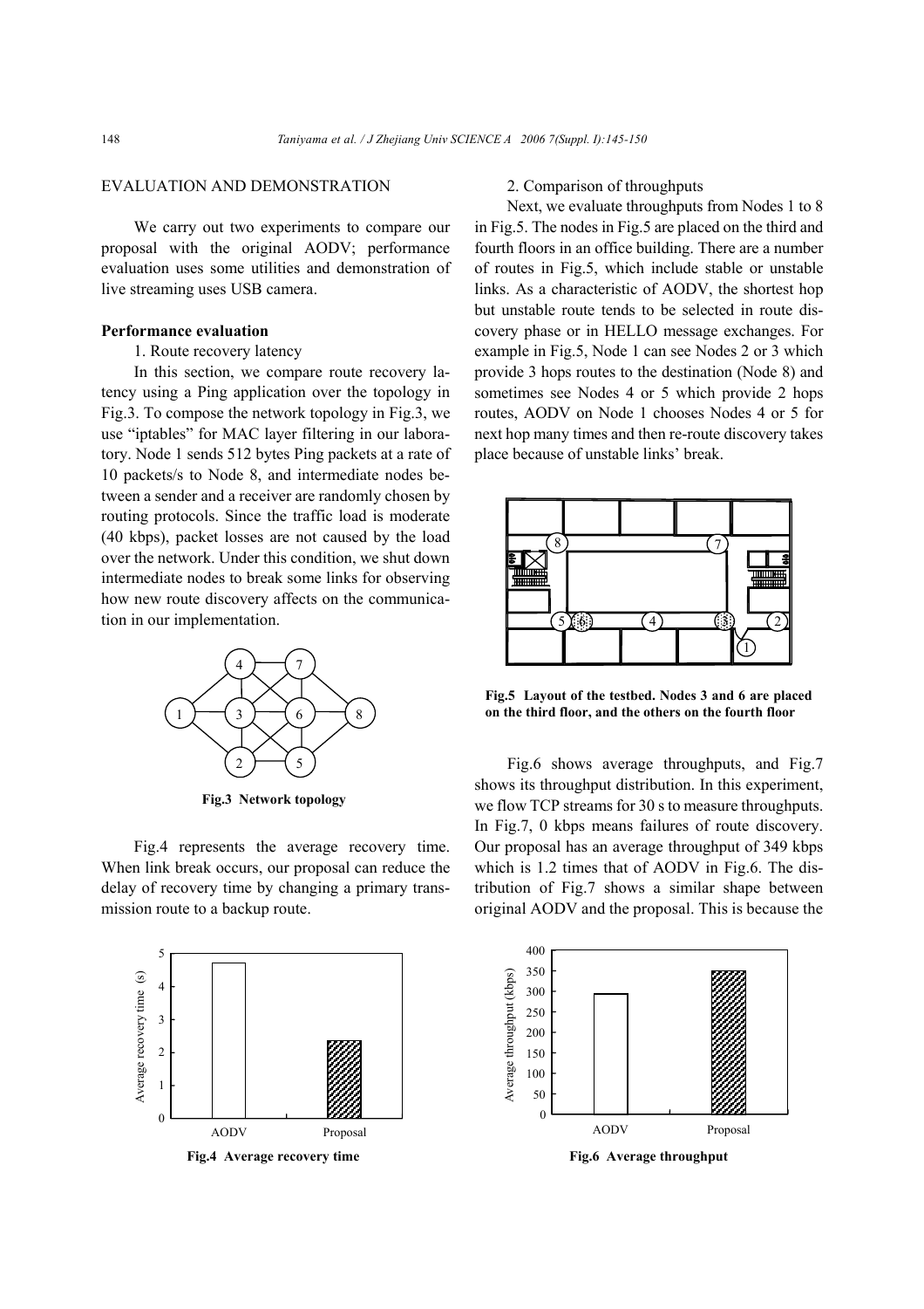## EVALUATION AND DEMONSTRATION

We carry out two experiments to compare our proposal with the original AODV; performance evaluation uses some utilities and demonstration of live streaming uses USB camera.

### Performance evaluation

1. Route recovery latency

In this section, we compare route recovery latency using a Ping application over the topology in Fig.3. To compose the network topology in Fig.3, we use "iptables" for MAC layer filtering in our laboratory. Node 1 sends 512 bytes Ping packets at a rate of 10 packets/s to Node 8, and intermediate nodes between a sender and a receiver are randomly chosen by routing protocols. Since the traffic load is moderate (40 kbps), packet losses are not caused by the load over the network. Under this condition, we shut down intermediate nodes to break some links for observing how new route discovery affects on the communication in our implementation.

**Fig.3 Network topology**

Fig.4 represents the average recovery time. When link break occurs, our proposal can reduce the delay of recovery time by changing a primary transmission route to a backup route.

**Fig.4 Average recovery time**

2. Comparison of throughputs

Next, we evaluate throughputs from Nodes 1 to 8 in Fig.5. The nodes in Fig.5 are placed on the third and fourth floors in an office building. There are a number of routes in Fig.5, which include stable or unstable links. As a characteristic of AODV, the shortest hop but unstable route tends to be selected in route discovery phase or in HELLO message exchanges. For example in Fig.5, Node 1 can see Nodes 2 or 3 which provide 3 hops routes to the destination (Node 8) and sometimes see Nodes 4 or 5 which provide 2 hops routes, AODV on Node 1 chooses Nodes 4 or 5 for next hop many times and then re-route discovery takes place because of unstable links' break.

**Fig.5 Layout of the testbed. Nodes 3 and 6 are placed on the third floor, and the others on the fourth floor**

Fig.6 shows average throughputs, and Fig.7 shows its throughput distribution. In this experiment, we flow TCP streams for 30 s to measure throughputs. In Fig.7, 0 kbps means failures of route discovery. Our proposal has an average throughput of 349 kbps which is 1.2 times that of AODV in Fig.6. The distribution of Fig.7 shows a similar shape between original AODV and the proposal. This is because the

**Fig.6 Average throughput**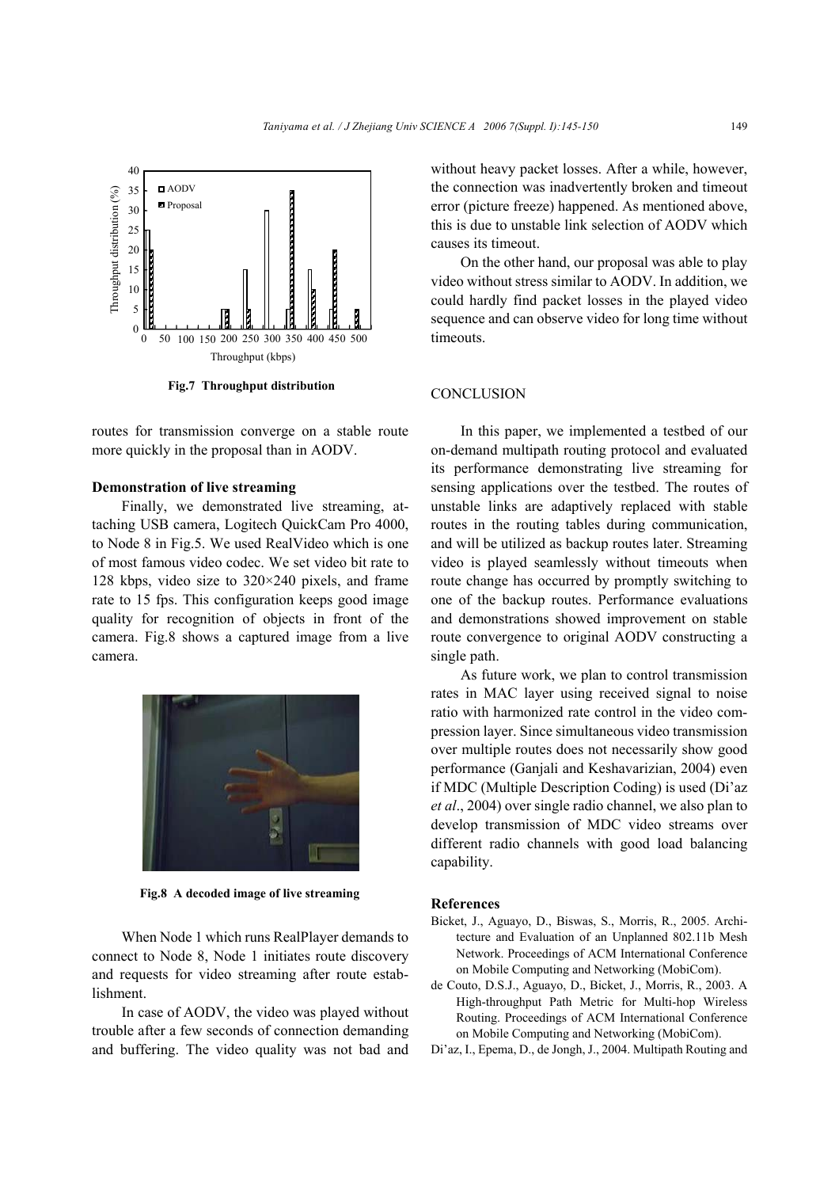Fig.7 Throughput distribution

routes for transmission converge on a stable route more quickly in the proposal than in AODV.

### Demonstration of live streaming

Finally, we demonstrated live streaming, attaching USB camera, Logitech QuickCam Pro 4000, to Node 8 in Fig.5. We used RealVideo which is one of most famous video codec. We set video bit rate to 128 kbps, video size to 320×240 pixels, and frame rate to 15 fps. This configuration keeps good image quality for recognition of objects in front of the camera. Fig.8 shows a captured image from a live camera.

Fig.8 A decoded image of live streaming

When Node 1 which runs RealPlayer demands to connect to Node 8, Node 1 initiates route discovery and requests for video streaming after route establishment.

In case of AODV, the video was played without trouble after a few seconds of connection demanding and buffering. The video quality was not bad and without heavy packet losses. After a while, however, the connection was inadvertently broken and timeout error (picture freeze) happened. As mentioned above, this is due to unstable link selection of AODV which causes its timeout.

On the other hand, our proposal was able to play video without stress similar to AODV. In addition, we could hardly find packet losses in the played video sequence and can observe video for long time without timeouts.

## CONCLUSION

In this paper, we implemented a testbed of our on-demand multipath routing protocol and evaluated its performance demonstrating live streaming for sensing applications over the testbed. The routes of unstable links are adaptively replaced with stable routes in the routing tables during communication, and will be utilized as backup routes later. Streaming video is played seamlessly without timeouts when route change has occurred by promptly switching to one of the backup routes. Performance evaluations and demonstrations showed improvement on stable route convergence to original AODV constructing a single path.

As future work, we plan to control transmission rates in MAC layer using received signal to noise ratio with harmonized rate control in the video compression layer. Since simultaneous video transmission over multiple routes does not necessarily show good performance (Ganjali and Keshavarizian, 2004) even if MDC (Multiple Description Coding) is used (Di'az *et al*., 2004) over single radio channel, we also plan to develop transmission of MDC video streams over different radio channels with good load balancing capability.

### References

Bicket, J., Aguayo, D., Biswas, S., Morris, R., 2005. Architecture and Evaluation of an Unplanned 802.11b Mesh Network. Proceedings of ACM International Conference on Mobile Computing and Networking (MobiCom).

de Couto, D.S.J., Aguayo, D., Bicket, J., Morris, R., 2003. A High-throughput Path Metric for Multi-hop Wireless Routing. Proceedings of ACM International Conference on Mobile Computing and Networking (MobiCom).

Di'az, I., Epema, D., de Jongh, J., 2004. Multipath Routing and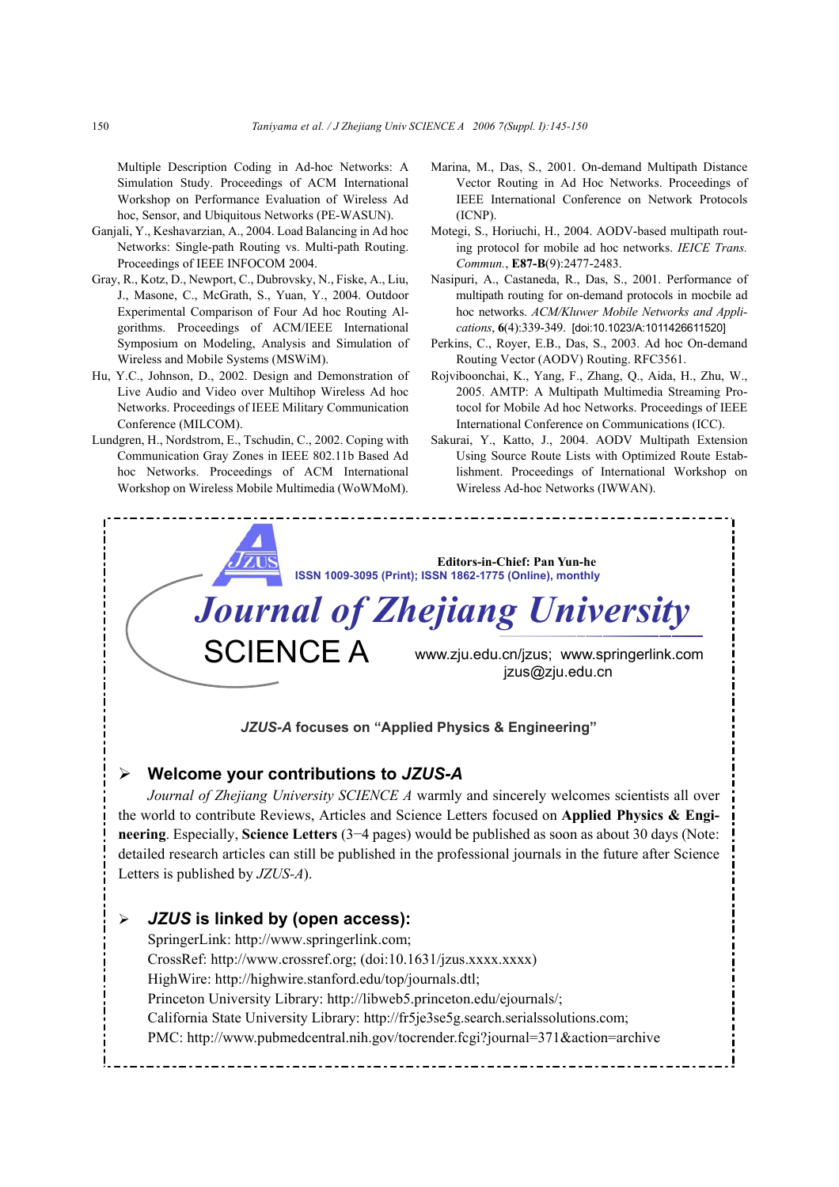Multiple Description Coding in Ad-hoc Networks: A Simulation Study. Proceedings of ACM International Workshop on Performance Evaluation of Wireless Ad hoc, Sensor, and Ubiquitous Networks (PE-WASUN).

Ganjali, Y., Keshavarzian, A., 2004. Load Balancing in Ad hoc Networks: Single-path Routing vs. Multi-path Routing. Proceedings of IEEE INFOCOM 2004.

Gray, R., Kotz, D., Newport, C., Dubrovsky, N., Fiske, A., Liu, J., Masone, C., McGrath, S., Yuan, Y., 2004. Outdoor Experimental Comparison of Four Ad hoc Routing Algorithms. Proceedings of ACM/IEEE International Symposium on Modeling, Analysis and Simulation of Wireless and Mobile Systems (MSWiM).

Hu, Y.C., Johnson, D., 2002. Design and Demonstration of Live Audio and Video over Multihop Wireless Ad hoc Networks. Proceedings of IEEE Military Communication Conference (MILCOM).

Lundgren, H., Nordstrom, E., Tschudin, C., 2002. Coping with Communication Gray Zones in IEEE 802.11b Based Ad hoc Networks. Proceedings of ACM International Workshop on Wireless Mobile Multimedia (WoWMoM).

Marina, M., Das, S., 2001. On-demand Multipath Distance Vector Routing in Ad Hoc Networks. Proceedings of IEEE International Conference on Network Protocols (ICNP).

Motegi, S., Horiuchi, H., 2004. AODV-based multipath routing protocol for mobile ad hoc networks. *IEICE Trans. Commun.*, **E87-B**(9):2477-2483.

Nasipuri, A., Castaneda, R., Das, S., 2001. Performance of multipath routing for on-demand protocols in mocbile ad hoc networks. *ACM/Kluwer Mobile Networks and Applications*, **6**(4):339-349. [doi:10.1023/A:1011426611520]

Perkins, C., Royer, E.B., Das, S., 2003. Ad hoc On-demand Routing Vector (AODV) Routing. RFC3561.

Rojviboonchai, K., Yang, F., Zhang, Q., Aida, H., Zhu, W., 2005. AMTP: A Multipath Multimedia Streaming Protocol for Mobile Ad hoc Networks. Proceedings of IEEE International Conference on Communications (ICC).

Sakurai, Y., Katto, J., 2004. AODV Multipath Extension Using Source Route Lists with Optimized Route Establishment. Proceedings of International Workshop on Wireless Ad-hoc Networks (IWWAN).

---

**Editors-in-Chief: Pan Yun-he**
ISSN 1009-3095 (Print); ISSN 1862-1775 (Online), monthly

# *Journal of Zhejiang University* SCIENCE A

www.zju.edu.cn/jzus; www.springerlink.com
jzus@zju.edu.cn

***JZUS-A*** **focuses on "Applied Physics & Engineering"**

## Welcome your contributions to *JZUS-A*

*Journal of Zhejiang University SCIENCE A* warmly and sincerely welcomes scientists all over the world to contribute Reviews, Articles and Science Letters focused on **Applied Physics & Engineering**. Especially, **Science Letters** (3−4 pages) would be published as soon as about 30 days (Note: detailed research articles can still be published in the professional journals in the future after Science Letters is published by *JZUS-A*).

## *JZUS* is linked by (open access):

SpringerLink: http://www.springerlink.com;
CrossRef: http://www.crossref.org; (doi:10.1631/jzus.xxxx.xxxx)
HighWire: http://highwire.stanford.edu/top/journals.dtl;
Princeton University Library: http://libweb5.princeton.edu/ejournals/;
California State University Library: http://fr5je3se5g.search.serialssolutions.com;
PMC: http://www.pubmedcentral.nih.gov/tocrender.fcgi?journal=371&action=archive